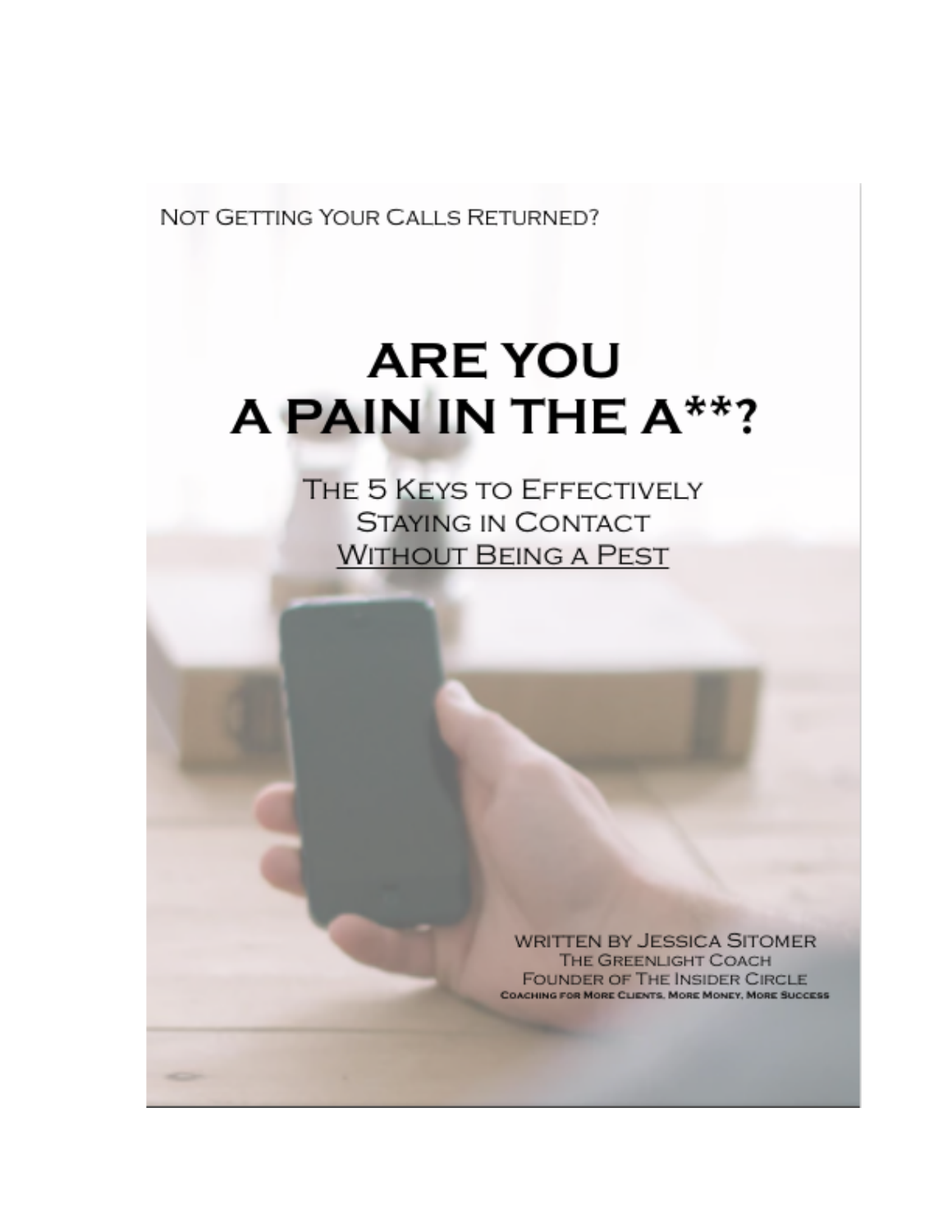Not Getting Your Calls Returned?

# ARE YOU A PAIN IN THE A**?

## The 5 Keys to Effectively Staying in Contact Without Being a Pest

Written by Jessica Sitomer
The Greenlight Coach
Founder of The Insider Circle
Coaching for More Clients, More Money, More Success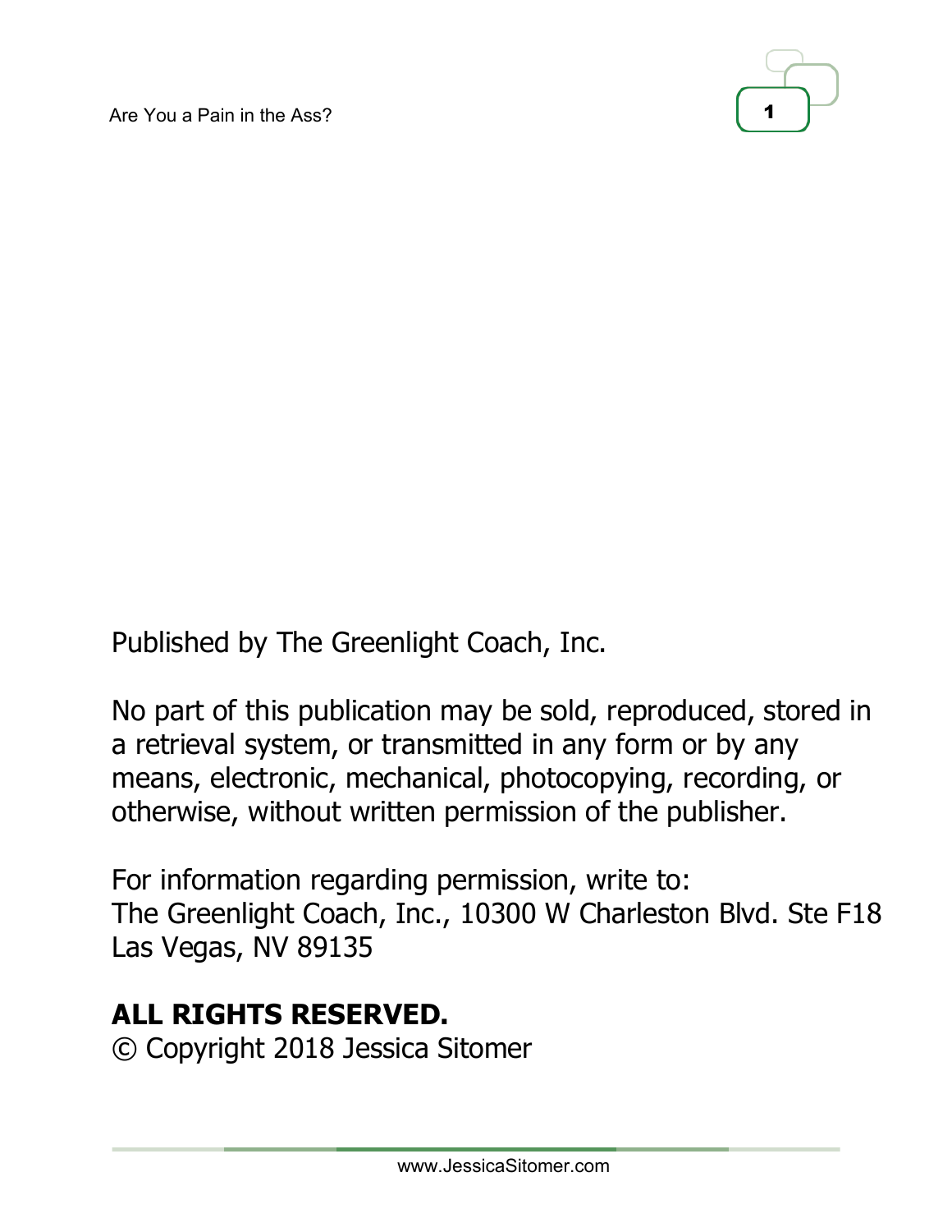Published by The Greenlight Coach, Inc.

No part of this publication may be sold, reproduced, stored in a retrieval system, or transmitted in any form or by any means, electronic, mechanical, photocopying, recording, or otherwise, without written permission of the publisher.

For information regarding permission, write to:
The Greenlight Coach, Inc., 10300 W Charleston Blvd. Ste F18
Las Vegas, NV 89135

**ALL RIGHTS RESERVED.**
© Copyright 2018 Jessica Sitomer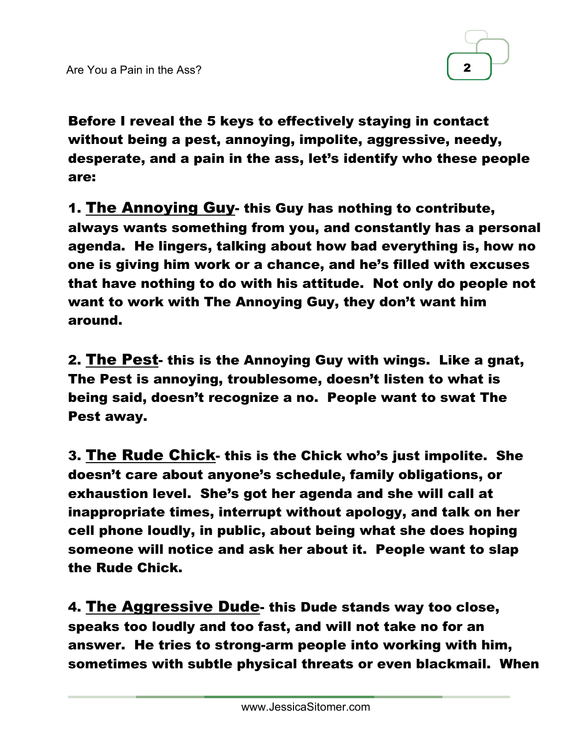**Before I reveal the 5 keys to effectively staying in contact without being a pest, annoying, impolite, aggressive, needy, desperate, and a pain in the ass, let's identify who these people are:**

**1. <u>The Annoying Guy</u>- this Guy has nothing to contribute, always wants something from you, and constantly has a personal agenda. He lingers, talking about how bad everything is, how no one is giving him work or a chance, and he's filled with excuses that have nothing to do with his attitude. Not only do people not want to work with The Annoying Guy, they don't want him around.**

**2. <u>The Pest</u>- this is the Annoying Guy with wings. Like a gnat, The Pest is annoying, troublesome, doesn't listen to what is being said, doesn't recognize a no. People want to swat The Pest away.**

**3. <u>The Rude Chick</u>- this is the Chick who's just impolite. She doesn't care about anyone's schedule, family obligations, or exhaustion level. She's got her agenda and she will call at inappropriate times, interrupt without apology, and talk on her cell phone loudly, in public, about being what she does hoping someone will notice and ask her about it. People want to slap the Rude Chick.**

**4. <u>The Aggressive Dude</u>- this Dude stands way too close, speaks too loudly and too fast, and will not take no for an answer. He tries to strong-arm people into working with him, sometimes with subtle physical threats or even blackmail. When**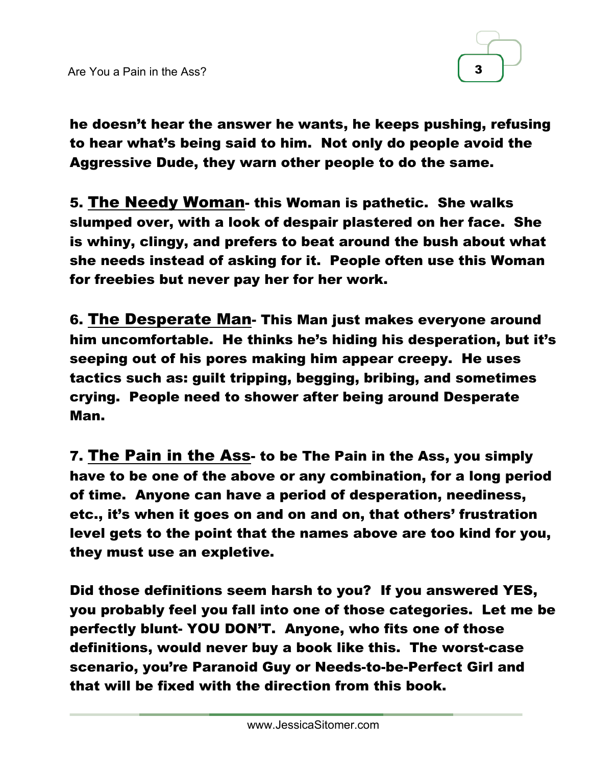**he doesn't hear the answer he wants, he keeps pushing, refusing to hear what's being said to him. Not only do people avoid the Aggressive Dude, they warn other people to do the same.**

**5. <u>The Needy Woman</u>- this Woman is pathetic. She walks slumped over, with a look of despair plastered on her face. She is whiny, clingy, and prefers to beat around the bush about what she needs instead of asking for it. People often use this Woman for freebies but never pay her for her work.**

**6. <u>The Desperate Man</u>- This Man just makes everyone around him uncomfortable. He thinks he's hiding his desperation, but it's seeping out of his pores making him appear creepy. He uses tactics such as: guilt tripping, begging, bribing, and sometimes crying. People need to shower after being around Desperate Man.**

**7. <u>The Pain in the Ass</u>- to be The Pain in the Ass, you simply have to be one of the above or any combination, for a long period of time. Anyone can have a period of desperation, neediness, etc., it's when it goes on and on and on, that others' frustration level gets to the point that the names above are too kind for you, they must use an expletive.**

**Did those definitions seem harsh to you? If you answered YES, you probably feel you fall into one of those categories. Let me be perfectly blunt- YOU DON'T. Anyone, who fits one of those definitions, would never buy a book like this. The worst-case scenario, you're Paranoid Guy or Needs-to-be-Perfect Girl and that will be fixed with the direction from this book.**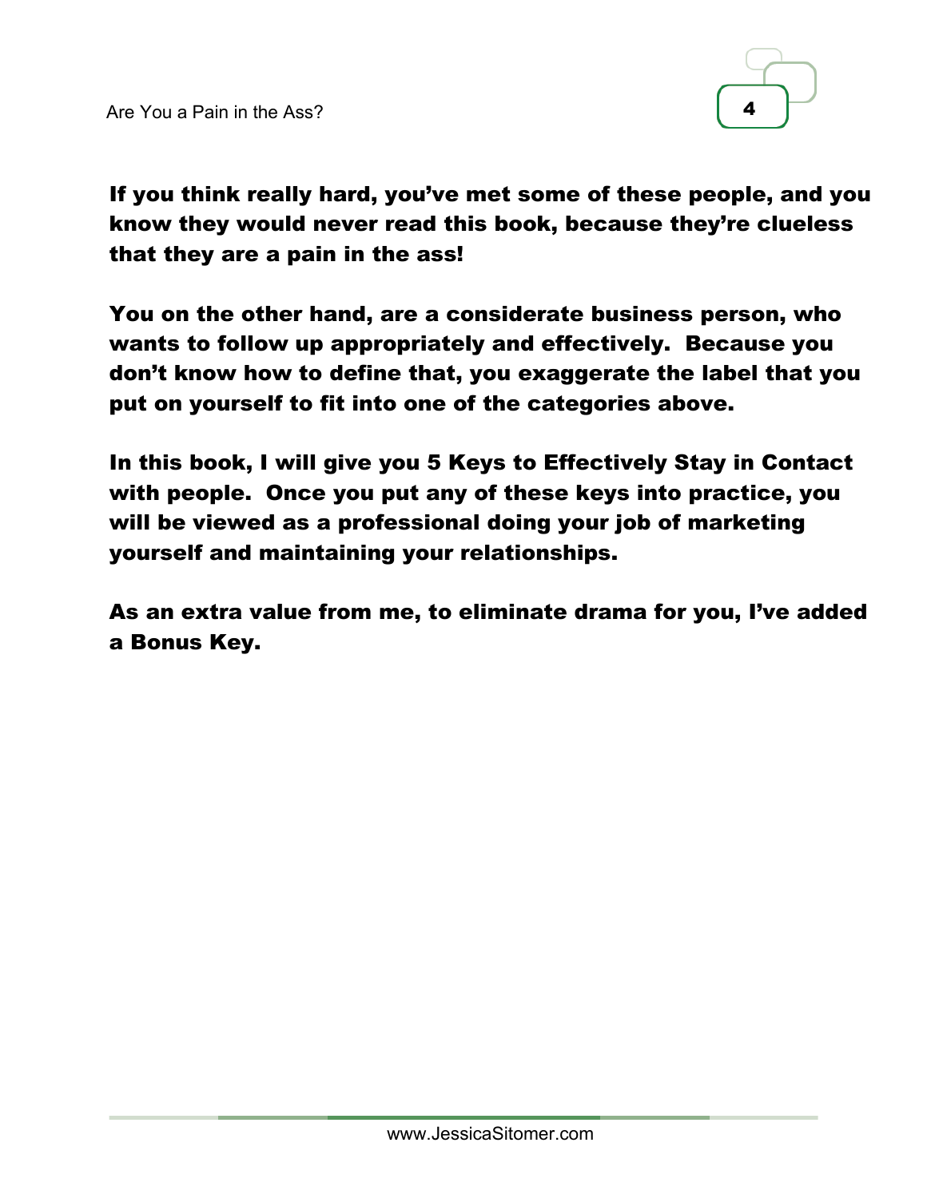**If you think really hard, you've met some of these people, and you know they would never read this book, because they're clueless that they are a pain in the ass!**

**You on the other hand, are a considerate business person, who wants to follow up appropriately and effectively. Because you don't know how to define that, you exaggerate the label that you put on yourself to fit into one of the categories above.**

**In this book, I will give you 5 Keys to Effectively Stay in Contact with people. Once you put any of these keys into practice, you will be viewed as a professional doing your job of marketing yourself and maintaining your relationships.**

**As an extra value from me, to eliminate drama for you, I've added a Bonus Key.**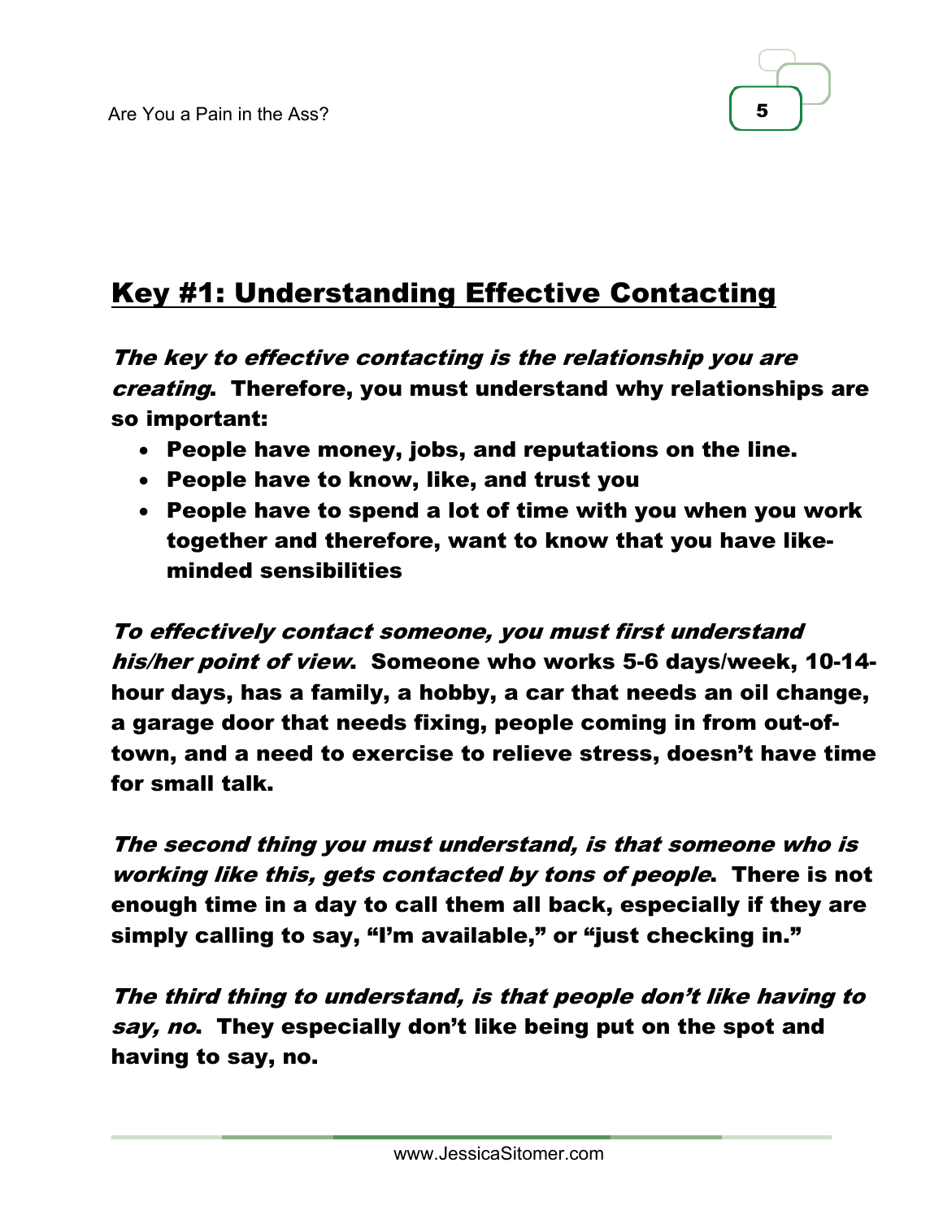## Key #1: Understanding Effective Contacting

***The key to effective contacting is the relationship you are creating*. Therefore, you must understand why relationships are so important:**

- **People have money, jobs, and reputations on the line.**
- **People have to know, like, and trust you**
- **People have to spend a lot of time with you when you work together and therefore, want to know that you have like-minded sensibilities**

***To effectively contact someone, you must first understand his/her point of view*. Someone who works 5-6 days/week, 10-14-hour days, has a family, a hobby, a car that needs an oil change, a garage door that needs fixing, people coming in from out-of-town, and a need to exercise to relieve stress, doesn't have time for small talk.**

***The second thing you must understand, is that someone who is working like this, gets contacted by tons of people*. There is not enough time in a day to call them all back, especially if they are simply calling to say, "I'm available," or "just checking in."**

***The third thing to understand, is that people don't like having to say, no*. They especially don't like being put on the spot and having to say, no.**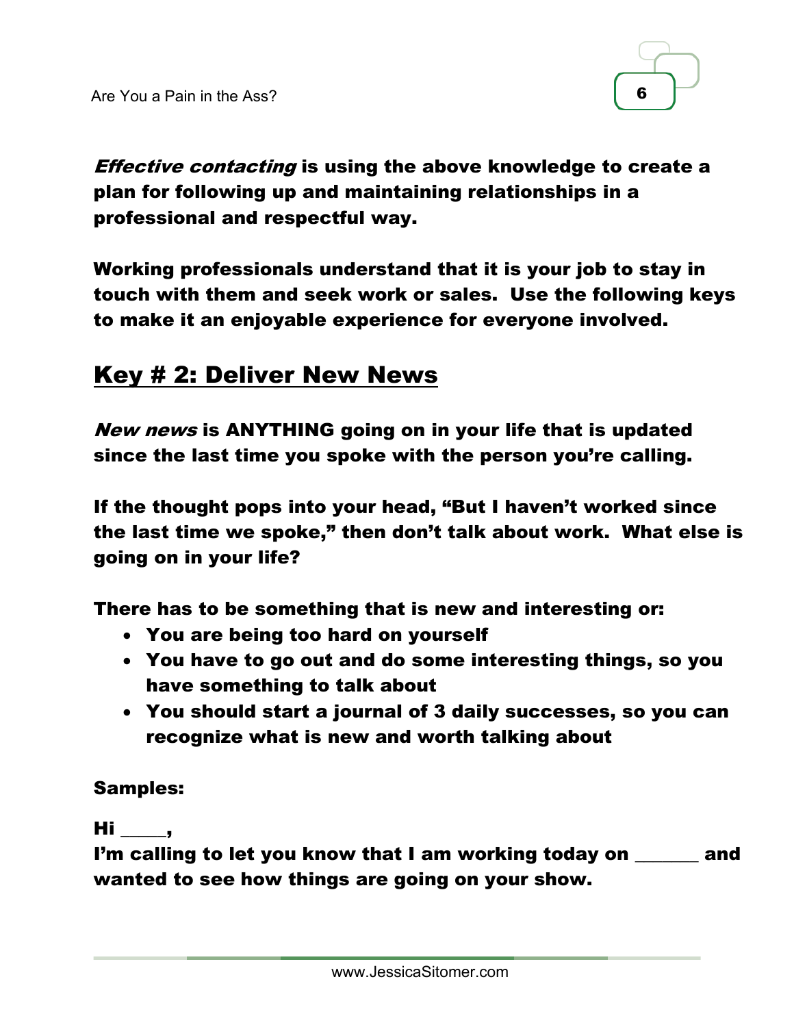***Effective contacting*** **is using the above knowledge to create a plan for following up and maintaining relationships in a professional and respectful way.**

**Working professionals understand that it is your job to stay in touch with them and seek work or sales. Use the following keys to make it an enjoyable experience for everyone involved.**

## Key # 2: Deliver New News

***New news*** **is ANYTHING going on in your life that is updated since the last time you spoke with the person you're calling.**

**If the thought pops into your head, "But I haven't worked since the last time we spoke," then don't talk about work. What else is going on in your life?**

**There has to be something that is new and interesting or:**

- **You are being too hard on yourself**
- **You have to go out and do some interesting things, so you have something to talk about**
- **You should start a journal of 3 daily successes, so you can recognize what is new and worth talking about**

**Samples:**

**Hi _____,**
**I'm calling to let you know that I am working today on _______ and wanted to see how things are going on your show.**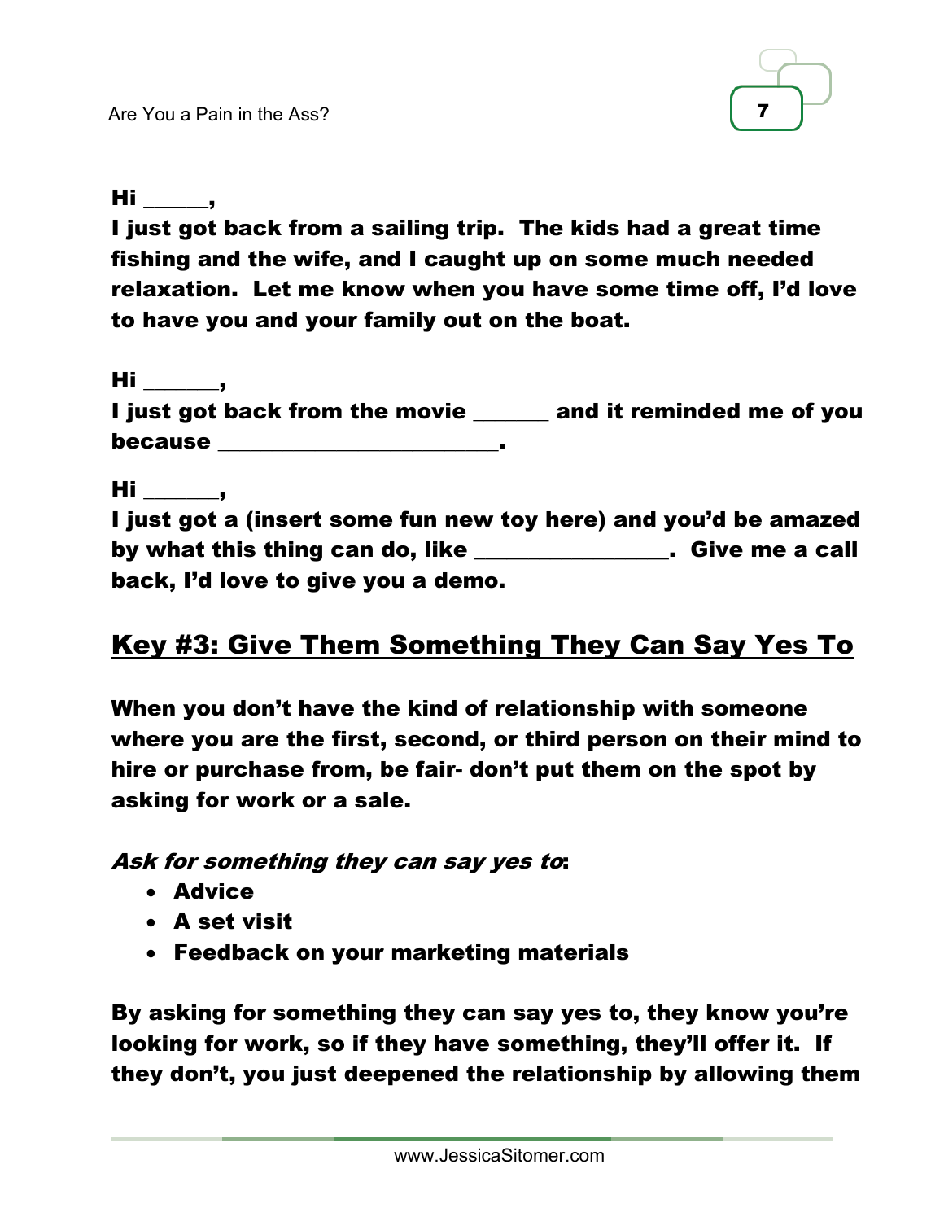**Hi \_\_\_\_\_\_,**
**I just got back from a sailing trip. The kids had a great time fishing and the wife, and I caught up on some much needed relaxation. Let me know when you have some time off, I'd love to have you and your family out on the boat.**

**Hi \_\_\_\_\_\_\_,**
**I just got back from the movie \_\_\_\_\_\_\_ and it reminded me of you because \_\_\_\_\_\_\_\_\_\_\_\_\_\_\_\_\_\_\_\_\_\_\_\_\_\_.**

**Hi \_\_\_\_\_\_\_,**
**I just got a (insert some fun new toy here) and you'd be amazed by what this thing can do, like \_\_\_\_\_\_\_\_\_\_\_\_\_\_\_\_\_\_. Give me a call back, I'd love to give you a demo.**

## Key #3: Give Them Something They Can Say Yes To

**When you don't have the kind of relationship with someone where you are the first, second, or third person on their mind to hire or purchase from, be fair- don't put them on the spot by asking for work or a sale.**

***Ask for something they can say yes to*:**

- **Advice**
- **A set visit**
- **Feedback on your marketing materials**

**By asking for something they can say yes to, they know you're looking for work, so if they have something, they'll offer it. If they don't, you just deepened the relationship by allowing them**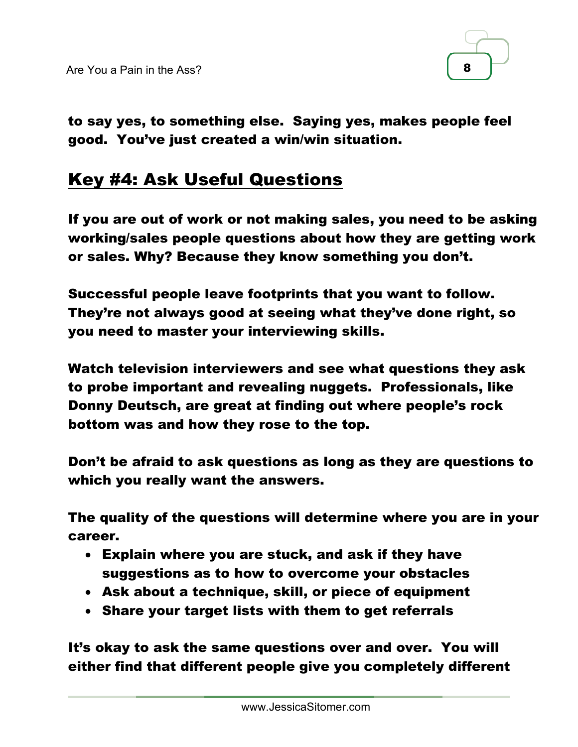**to say yes, to something else. Saying yes, makes people feel good. You've just created a win/win situation.**

## Key #4: Ask Useful Questions

**If you are out of work or not making sales, you need to be asking working/sales people questions about how they are getting work or sales. Why? Because they know something you don't.**

**Successful people leave footprints that you want to follow. They're not always good at seeing what they've done right, so you need to master your interviewing skills.**

**Watch television interviewers and see what questions they ask to probe important and revealing nuggets. Professionals, like Donny Deutsch, are great at finding out where people's rock bottom was and how they rose to the top.**

**Don't be afraid to ask questions as long as they are questions to which you really want the answers.**

**The quality of the questions will determine where you are in your career.**

- **Explain where you are stuck, and ask if they have suggestions as to how to overcome your obstacles**
- **Ask about a technique, skill, or piece of equipment**
- **Share your target lists with them to get referrals**

**It's okay to ask the same questions over and over. You will either find that different people give you completely different**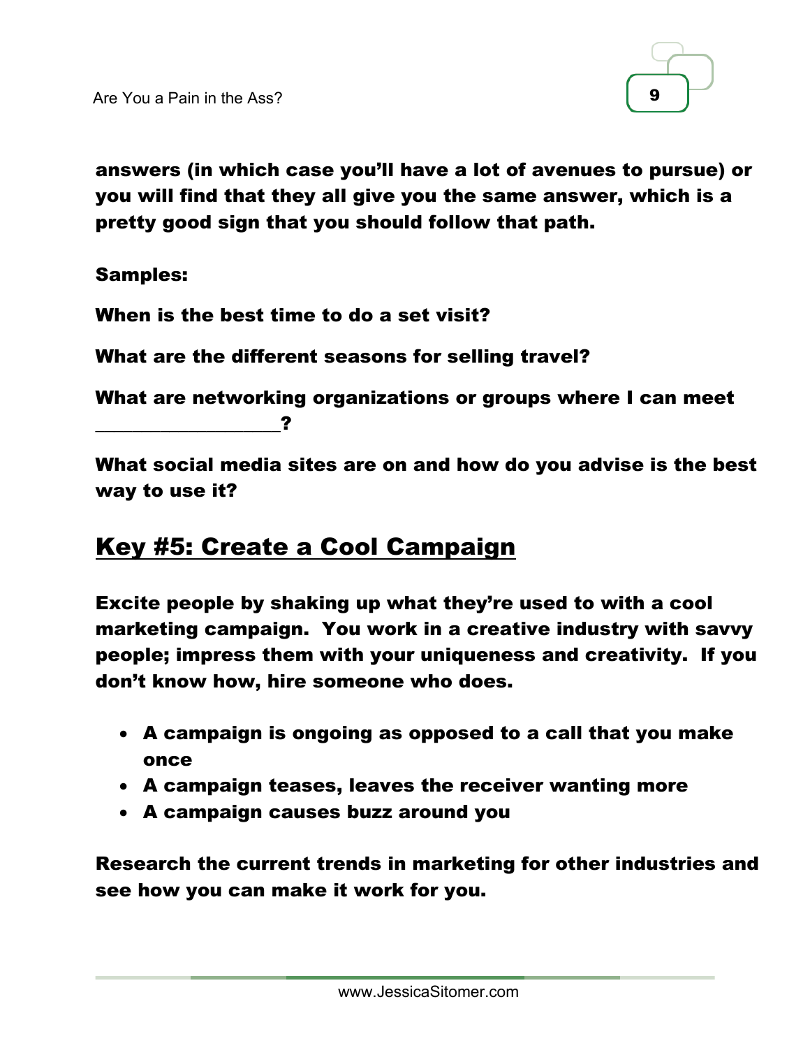**answers (in which case you'll have a lot of avenues to pursue) or you will find that they all give you the same answer, which is a pretty good sign that you should follow that path.**

**Samples:**

**When is the best time to do a set visit?**

**What are the different seasons for selling travel?**

**What are networking organizations or groups where I can meet ___________________?**

**What social media sites are on and how do you advise is the best way to use it?**

## Key #5: Create a Cool Campaign

**Excite people by shaking up what they're used to with a cool marketing campaign. You work in a creative industry with savvy people; impress them with your uniqueness and creativity. If you don't know how, hire someone who does.**

- **A campaign is ongoing as opposed to a call that you make once**
- **A campaign teases, leaves the receiver wanting more**
- **A campaign causes buzz around you**

**Research the current trends in marketing for other industries and see how you can make it work for you.**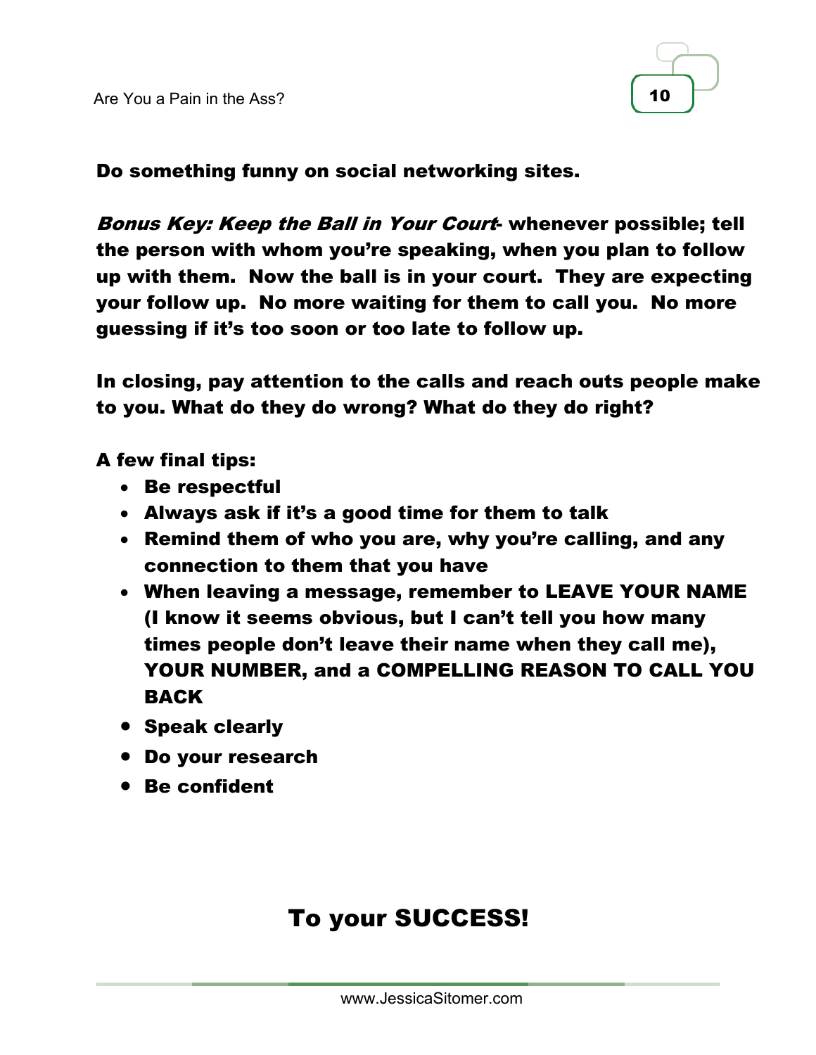**Do something funny on social networking sites.**

***Bonus Key: Keep the Ball in Your Court*- whenever possible; tell the person with whom you're speaking, when you plan to follow up with them. Now the ball is in your court. They are expecting your follow up. No more waiting for them to call you. No more guessing if it's too soon or too late to follow up.**

**In closing, pay attention to the calls and reach outs people make to you. What do they do wrong? What do they do right?**

**A few final tips:**

- **Be respectful**
- **Always ask if it's a good time for them to talk**
- **Remind them of who you are, why you're calling, and any connection to them that you have**
- **When leaving a message, remember to LEAVE YOUR NAME (I know it seems obvious, but I can't tell you how many times people don't leave their name when they call me), YOUR NUMBER, and a COMPELLING REASON TO CALL YOU BACK**
- **Speak clearly**
- **Do your research**
- **Be confident**

## To your SUCCESS!